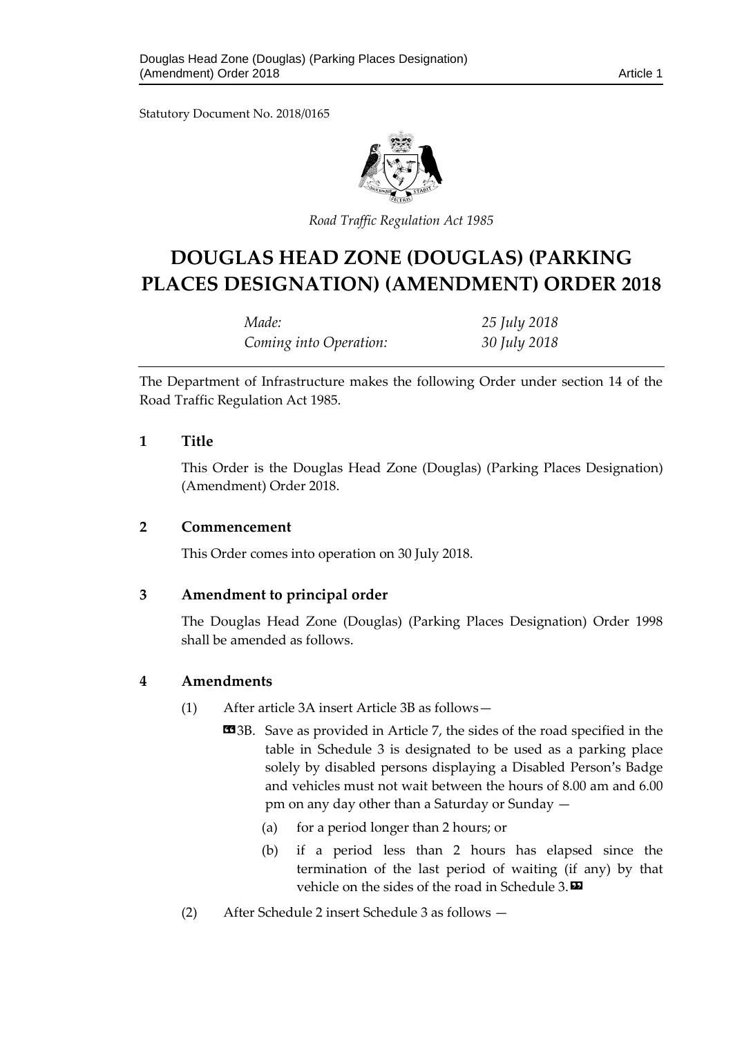Statutory Document No. 2018/0165

*Road Traffic Regulation Act 1985*

# DOUGLAS HEAD ZONE (DOUGLAS) (PARKING PLACES DESIGNATION) (AMENDMENT) ORDER 2018

| | |
|---|---|
| *Made:* | *25 July 2018* |
| *Coming into Operation:* | *30 July 2018* |

The Department of Infrastructure makes the following Order under section 14 of the Road Traffic Regulation Act 1985.

## 1 Title

This Order is the Douglas Head Zone (Douglas) (Parking Places Designation) (Amendment) Order 2018.

## 2 Commencement

This Order comes into operation on 30 July 2018.

## 3 Amendment to principal order

The Douglas Head Zone (Douglas) (Parking Places Designation) Order 1998 shall be amended as follows.

## 4 Amendments

(1) After article 3A insert Article 3B as follows—

> «3B. Save as provided in Article 7, the sides of the road specified in the table in Schedule 3 is designated to be used as a parking place solely by disabled persons displaying a Disabled Person's Badge and vehicles must not wait between the hours of 8.00 am and 6.00 pm on any day other than a Saturday or Sunday —
>
> (a) for a period longer than 2 hours; or
>
> (b) if a period less than 2 hours has elapsed since the termination of the last period of waiting (if any) by that vehicle on the sides of the road in Schedule 3.»

(2) After Schedule 2 insert Schedule 3 as follows —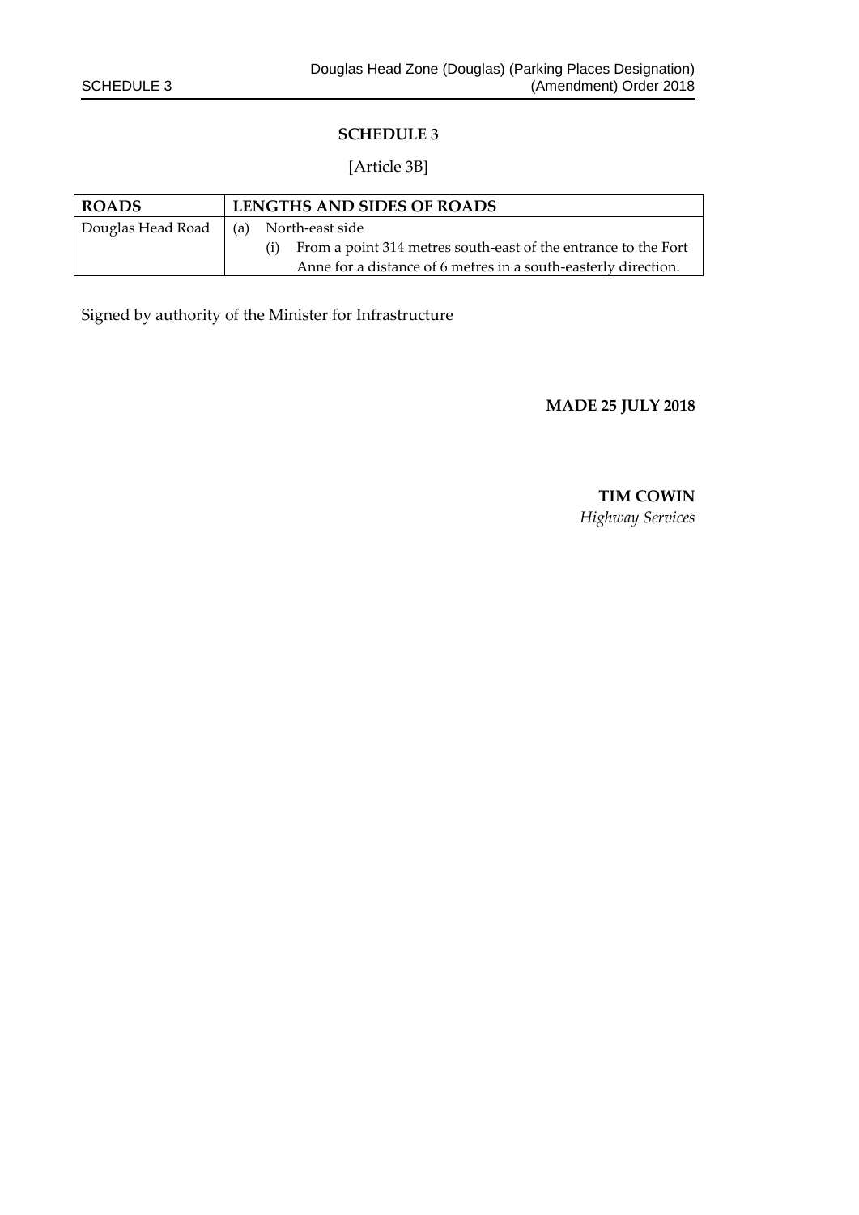## SCHEDULE 3

[Article 3B]

| ROADS | LENGTHS AND SIDES OF ROADS |
| --- | --- |
| Douglas Head Road | (a) North-east side<br>(i) From a point 314 metres south-east of the entrance to the Fort Anne for a distance of 6 metres in a south-easterly direction. |

Signed by authority of the Minister for Infrastructure

**MADE 25 JULY 2018**

**TIM COWIN**
*Highway Services*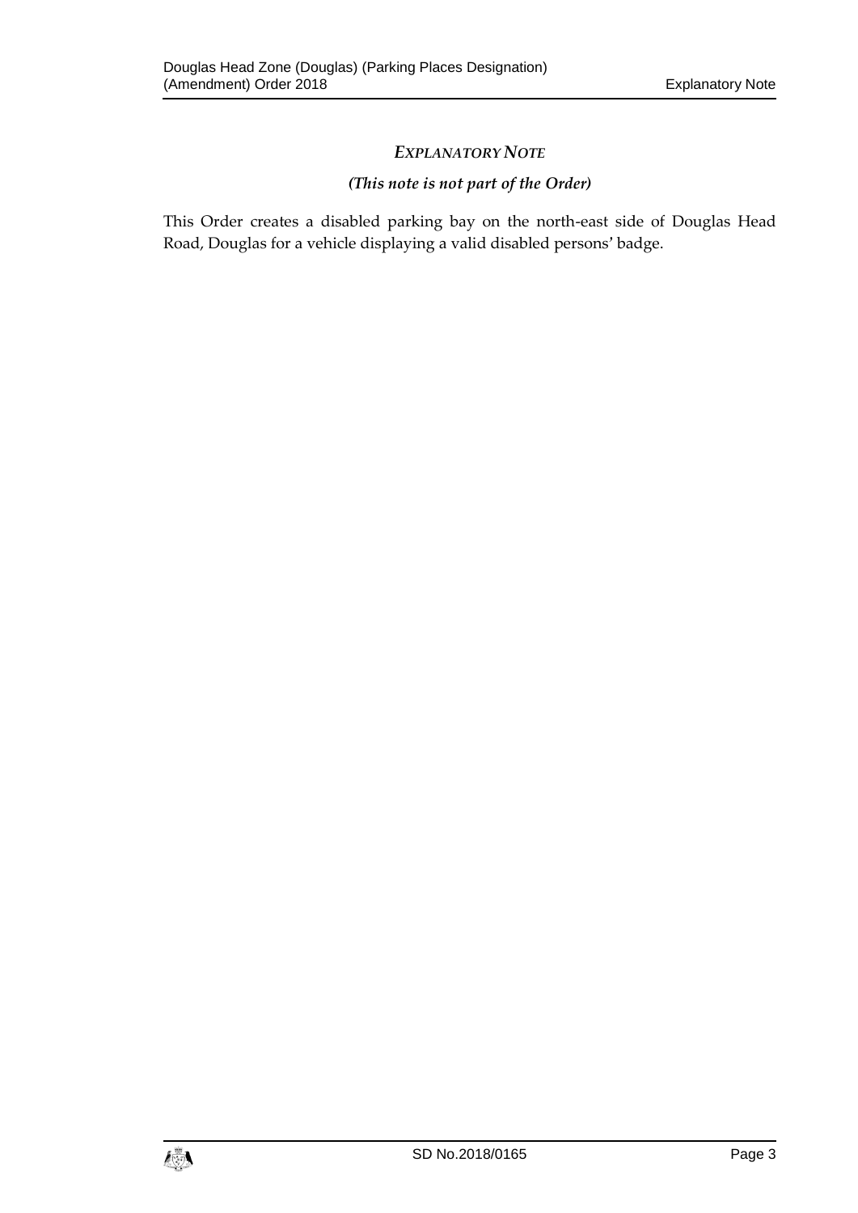## *EXPLANATORY NOTE*

***(This note is not part of the Order)***

This Order creates a disabled parking bay on the north-east side of Douglas Head Road, Douglas for a vehicle displaying a valid disabled persons' badge.